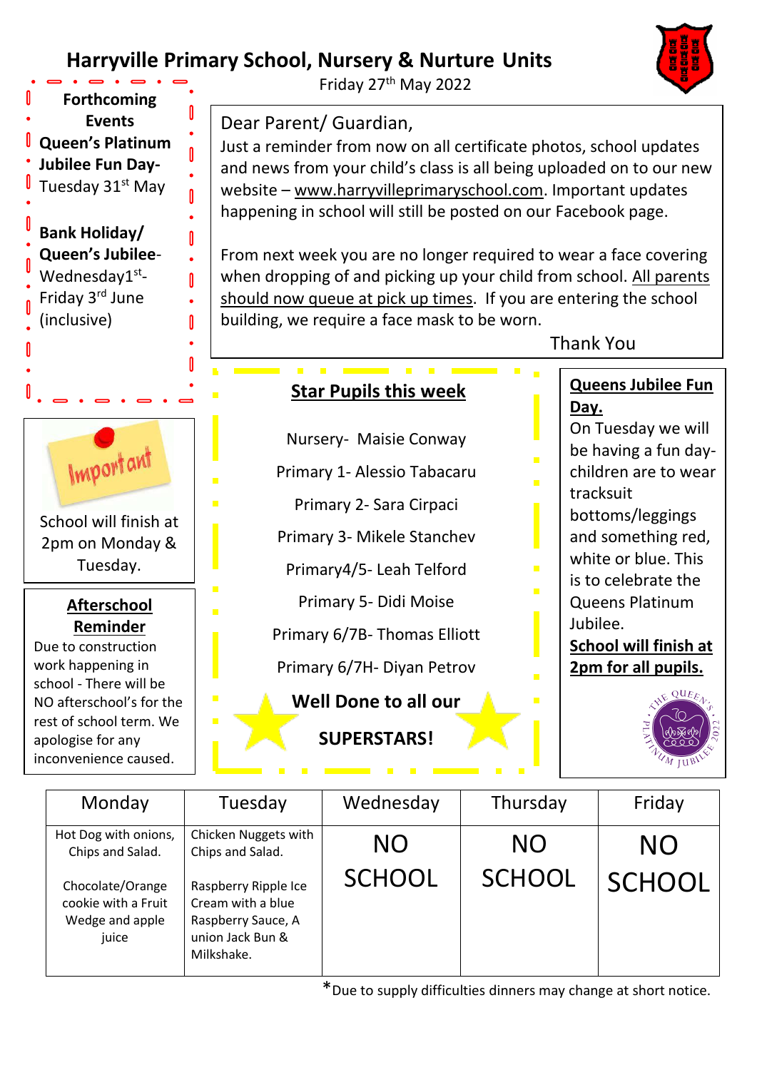# Harryville Primary School, Nursery & Nurture Units

Friday 27th May 2022

Dear Parent/ Guardian,

Just a reminder from now on all certificate photos, school updates and news from your child's class is all being uploaded on to our new website – www.harryvilleprimaryschool.com. Important updates happening in school will still be posted on our Facebook page.

From next week you are no longer required to wear a face covering when dropping of and picking up your child from school. All parents should now queue at pick up times. If you are entering the school building, we require a face mask to be worn.

Thank You

## Forthcoming Events

**Queen's Platinum Jubilee Fun Day-** Tuesday 31st May

**Bank Holiday/ Queen's Jubilee-** Wednesday1st- Friday 3rd June (inclusive)

**Important**

School will finish at 2pm on Monday & Tuesday.

## Afterschool Reminder

Due to construction work happening in school - There will be NO afterschool's for the rest of school term. We apologise for any inconvenience caused.

## Star Pupils this week

Nursery- Maisie Conway

Primary 1- Alessio Tabacaru

Primary 2- Sara Cirpaci

Primary 3- Mikele Stanchev

Primary4/5- Leah Telford

Primary 5- Didi Moise

Primary 6/7B- Thomas Elliott

Primary 6/7H- Diyan Petrov

**Well Done to all our SUPERSTARS!**

## Queens Jubilee Fun Day.

On Tuesday we will be having a fun day- children are to wear tracksuit bottoms/leggings and something red, white or blue. This is to celebrate the Queens Platinum Jubilee.

**School will finish at 2pm for all pupils.**

| Monday | Tuesday | Wednesday | Thursday | Friday |
|---|---|---|---|---|
| Hot Dog with onions, Chips and Salad.<br><br>Chocolate/Orange cookie with a Fruit Wedge and apple juice | Chicken Nuggets with Chips and Salad.<br><br>Raspberry Ripple Ice Cream with a blue Raspberry Sauce, A union Jack Bun & Milkshake. | NO SCHOOL | NO SCHOOL | NO SCHOOL |

*Due to supply difficulties dinners may change at short notice.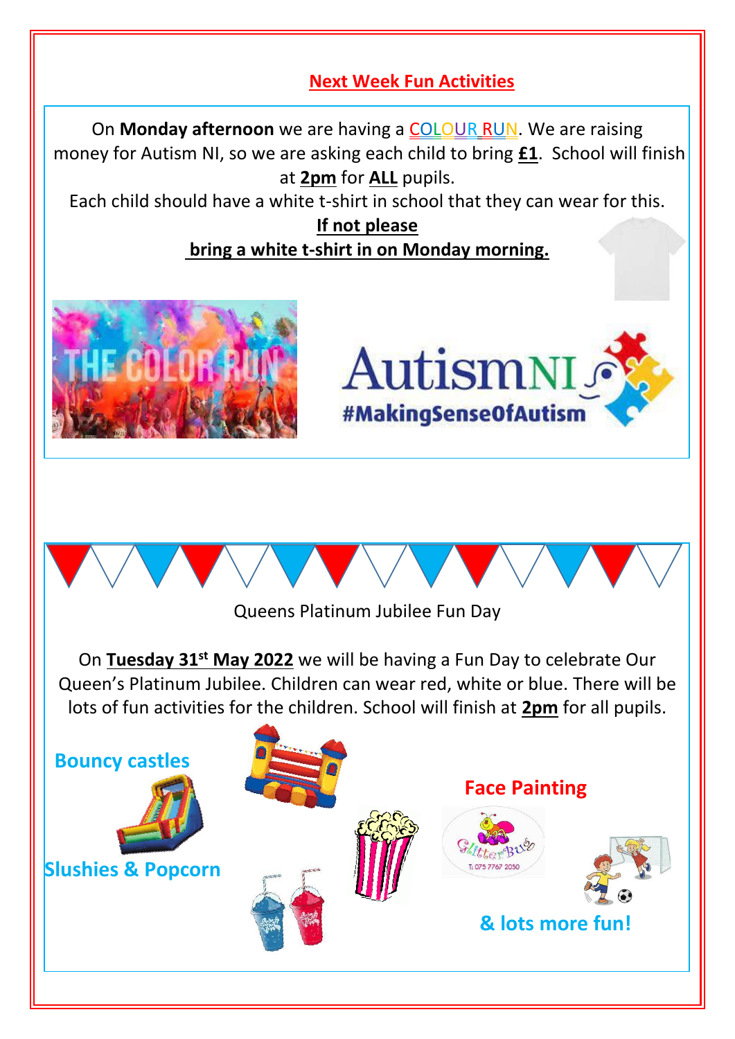## Next Week Fun Activities

On **Monday afternoon** we are having a COLOUR RUN. We are raising money for Autism NI, so we are asking each child to bring **£1**. School will finish at **2pm** for **ALL** pupils.

Each child should have a white t-shirt in school that they can wear for this.

**If not please**

**bring a white t-shirt in on Monday morning.**

Queens Platinum Jubilee Fun Day

On **Tuesday 31st May 2022** we will be having a Fun Day to celebrate Our Queen's Platinum Jubilee. Children can wear red, white or blue. There will be lots of fun activities for the children. School will finish at **2pm** for all pupils.

**Bouncy castles**

**Face Painting**

**Slushies & Popcorn**

**& lots more fun!**